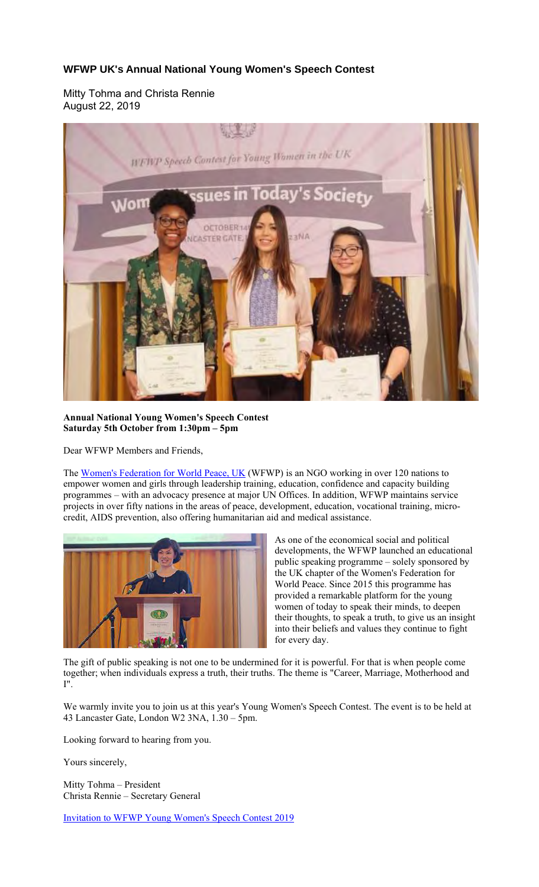# WFWP UK's Annual National Young Women's Speech Contest

Mitty Tohma and Christa Rennie
August 22, 2019

**Annual National Young Women's Speech Contest**
**Saturday 5th October from 1:30pm – 5pm**

Dear WFWP Members and Friends,

The Women's Federation for World Peace, UK (WFWP) is an NGO working in over 120 nations to empower women and girls through leadership training, education, confidence and capacity building programmes – with an advocacy presence at major UN Offices. In addition, WFWP maintains service projects in over fifty nations in the areas of peace, development, education, vocational training, micro-credit, AIDS prevention, also offering humanitarian aid and medical assistance.

As one of the economical social and political developments, the WFWP launched an educational public speaking programme – solely sponsored by the UK chapter of the Women's Federation for World Peace. Since 2015 this programme has provided a remarkable platform for the young women of today to speak their minds, to deepen their thoughts, to speak a truth, to give us an insight into their beliefs and values they continue to fight for every day.

The gift of public speaking is not one to be undermined for it is powerful. For that is when people come together; when individuals express a truth, their truths. The theme is "Career, Marriage, Motherhood and I".

We warmly invite you to join us at this year's Young Women's Speech Contest. The event is to be held at 43 Lancaster Gate, London W2 3NA, 1.30 – 5pm.

Looking forward to hearing from you.

Yours sincerely,

Mitty Tohma – President
Christa Rennie – Secretary General

Invitation to WFWP Young Women's Speech Contest 2019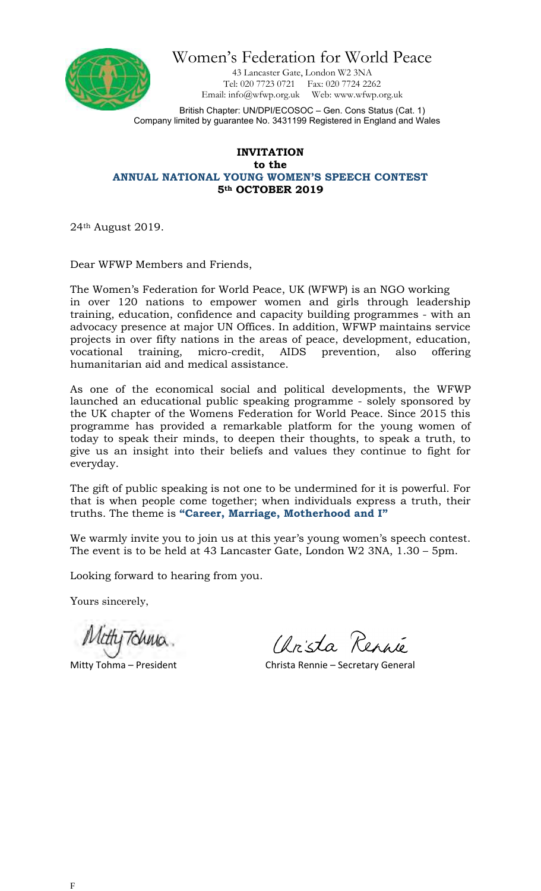# Women's Federation for World Peace

43 Lancaster Gate, London W2 3NA
Tel: 020 7723 0721 Fax: 020 7724 2262
Email: info@wfwp.org.uk Web: www.wfwp.org.uk

British Chapter: UN/DPI/ECOSOC – Gen. Cons Status (Cat. 1)
Company limited by guarantee No. 3431199 Registered in England and Wales

**INVITATION**
**to the**
**ANNUAL NATIONAL YOUNG WOMEN'S SPEECH CONTEST**
**5th OCTOBER 2019**

24th August 2019.

Dear WFWP Members and Friends,

The Women's Federation for World Peace, UK (WFWP) is an NGO working in over 120 nations to empower women and girls through leadership training, education, confidence and capacity building programmes - with an advocacy presence at major UN Offices. In addition, WFWP maintains service projects in over fifty nations in the areas of peace, development, education, vocational training, micro-credit, AIDS prevention, also offering humanitarian aid and medical assistance.

As one of the economical social and political developments, the WFWP launched an educational public speaking programme - solely sponsored by the UK chapter of the Womens Federation for World Peace. Since 2015 this programme has provided a remarkable platform for the young women of today to speak their minds, to deepen their thoughts, to speak a truth, to give us an insight into their beliefs and values they continue to fight for everyday.

The gift of public speaking is not one to be undermined for it is powerful. For that is when people come together; when individuals express a truth, their truths. The theme is **"Career, Marriage, Motherhood and I"**

We warmly invite you to join us at this year's young women's speech contest. The event is to be held at 43 Lancaster Gate, London W2 3NA, 1.30 – 5pm.

Looking forward to hearing from you.

Yours sincerely,

Mitty Tohma – President

Christa Rennie – Secretary General